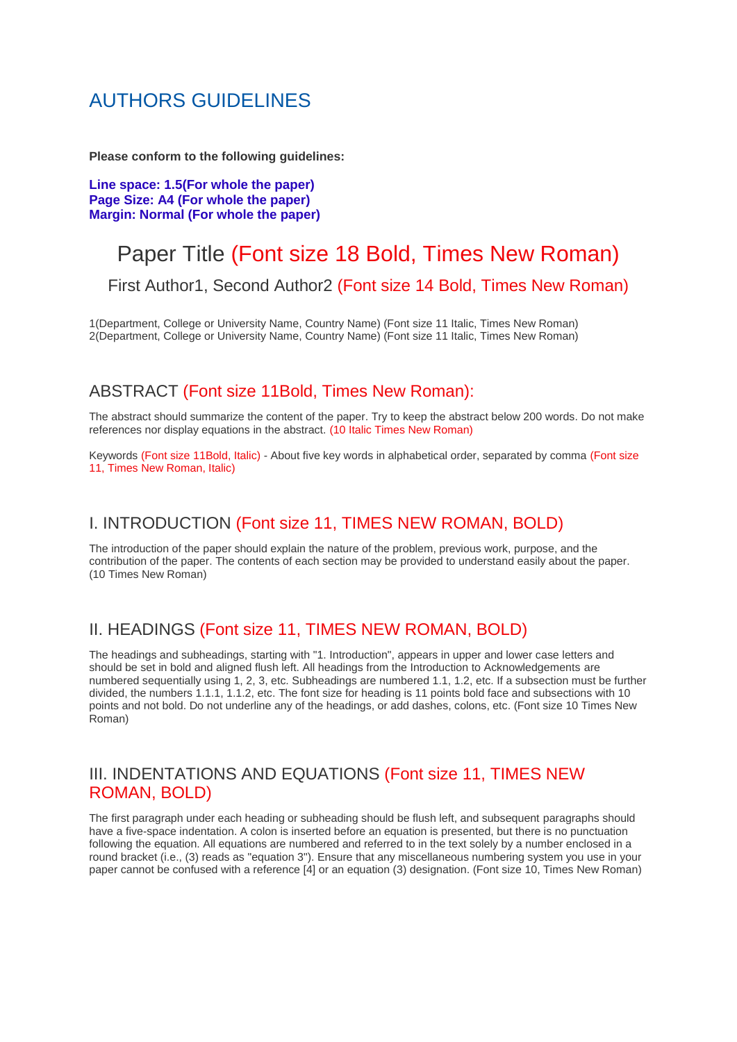# AUTHORS GUIDELINES

**Please conform to the following guidelines:**

**Line space: 1.5(For whole the paper)**
**Page Size: A4 (For whole the paper)**
**Margin: Normal (For whole the paper)**

# Paper Title (Font size 18 Bold, Times New Roman)

First Author1, Second Author2 (Font size 14 Bold, Times New Roman)

1(Department, College or University Name, Country Name) (Font size 11 Italic, Times New Roman)
2(Department, College or University Name, Country Name) (Font size 11 Italic, Times New Roman)

## ABSTRACT (Font size 11Bold, Times New Roman):

The abstract should summarize the content of the paper. Try to keep the abstract below 200 words. Do not make references nor display equations in the abstract. (10 Italic Times New Roman)

Keywords (Font size 11Bold, Italic) - About five key words in alphabetical order, separated by comma (Font size 11, Times New Roman, Italic)

## I. INTRODUCTION (Font size 11, TIMES NEW ROMAN, BOLD)

The introduction of the paper should explain the nature of the problem, previous work, purpose, and the contribution of the paper. The contents of each section may be provided to understand easily about the paper. (10 Times New Roman)

## II. HEADINGS (Font size 11, TIMES NEW ROMAN, BOLD)

The headings and subheadings, starting with "1. Introduction", appears in upper and lower case letters and should be set in bold and aligned flush left. All headings from the Introduction to Acknowledgements are numbered sequentially using 1, 2, 3, etc. Subheadings are numbered 1.1, 1.2, etc. If a subsection must be further divided, the numbers 1.1.1, 1.1.2, etc. The font size for heading is 11 points bold face and subsections with 10 points and not bold. Do not underline any of the headings, or add dashes, colons, etc. (Font size 10 Times New Roman)

## III. INDENTATIONS AND EQUATIONS (Font size 11, TIMES NEW ROMAN, BOLD)

The first paragraph under each heading or subheading should be flush left, and subsequent paragraphs should have a five-space indentation. A colon is inserted before an equation is presented, but there is no punctuation following the equation. All equations are numbered and referred to in the text solely by a number enclosed in a round bracket (i.e., (3) reads as "equation 3"). Ensure that any miscellaneous numbering system you use in your paper cannot be confused with a reference [4] or an equation (3) designation. (Font size 10, Times New Roman)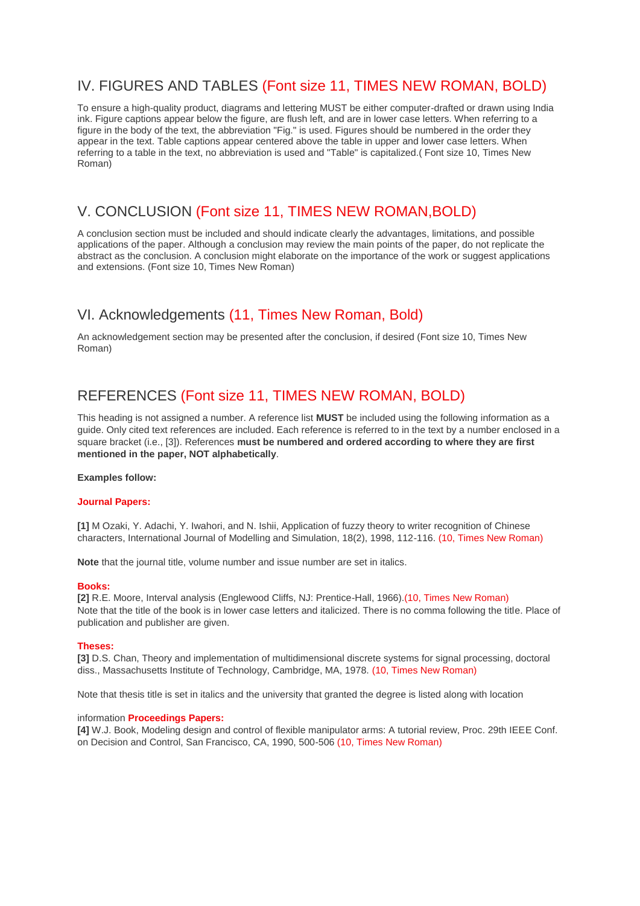## IV. FIGURES AND TABLES (Font size 11, TIMES NEW ROMAN, BOLD)

To ensure a high-quality product, diagrams and lettering MUST be either computer-drafted or drawn using India ink. Figure captions appear below the figure, are flush left, and are in lower case letters. When referring to a figure in the body of the text, the abbreviation "Fig." is used. Figures should be numbered in the order they appear in the text. Table captions appear centered above the table in upper and lower case letters. When referring to a table in the text, no abbreviation is used and "Table" is capitalized.( Font size 10, Times New Roman)

## V. CONCLUSION (Font size 11, TIMES NEW ROMAN,BOLD)

A conclusion section must be included and should indicate clearly the advantages, limitations, and possible applications of the paper. Although a conclusion may review the main points of the paper, do not replicate the abstract as the conclusion. A conclusion might elaborate on the importance of the work or suggest applications and extensions. (Font size 10, Times New Roman)

## VI. Acknowledgements (11, Times New Roman, Bold)

An acknowledgement section may be presented after the conclusion, if desired (Font size 10, Times New Roman)

## REFERENCES (Font size 11, TIMES NEW ROMAN, BOLD)

This heading is not assigned a number. A reference list **MUST** be included using the following information as a guide. Only cited text references are included. Each reference is referred to in the text by a number enclosed in a square bracket (i.e., [3]). References **must be numbered and ordered according to where they are first mentioned in the paper, NOT alphabetically**.

**Examples follow:**

**Journal Papers:**

**[1]** M Ozaki, Y. Adachi, Y. Iwahori, and N. Ishii, Application of fuzzy theory to writer recognition of Chinese characters, International Journal of Modelling and Simulation, 18(2), 1998, 112-116. (10, Times New Roman)

**Note** that the journal title, volume number and issue number are set in italics.

**Books:**
**[2]** R.E. Moore, Interval analysis (Englewood Cliffs, NJ: Prentice-Hall, 1966).(10, Times New Roman)
Note that the title of the book is in lower case letters and italicized. There is no comma following the title. Place of publication and publisher are given.

**Theses:**
**[3]** D.S. Chan, Theory and implementation of multidimensional discrete systems for signal processing, doctoral diss., Massachusetts Institute of Technology, Cambridge, MA, 1978. (10, Times New Roman)

Note that thesis title is set in italics and the university that granted the degree is listed along with location

information **Proceedings Papers:**
**[4]** W.J. Book, Modeling design and control of flexible manipulator arms: A tutorial review, Proc. 29th IEEE Conf. on Decision and Control, San Francisco, CA, 1990, 500-506 (10, Times New Roman)